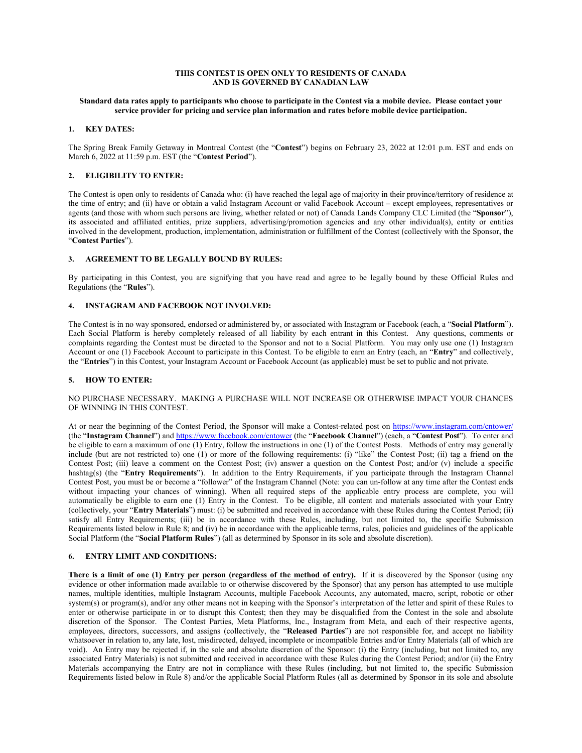**THIS CONTEST IS OPEN ONLY TO RESIDENTS OF CANADA AND IS GOVERNED BY CANADIAN LAW**

**Standard data rates apply to participants who choose to participate in the Contest via a mobile device. Please contact your service provider for pricing and service plan information and rates before mobile device participation.**

## 1. KEY DATES:

The Spring Break Family Getaway in Montreal Contest (the "**Contest**") begins on February 23, 2022 at 12:01 p.m. EST and ends on March 6, 2022 at 11:59 p.m. EST (the "**Contest Period**").

## 2. ELIGIBILITY TO ENTER:

The Contest is open only to residents of Canada who: (i) have reached the legal age of majority in their province/territory of residence at the time of entry; and (ii) have or obtain a valid Instagram Account or valid Facebook Account – except employees, representatives or agents (and those with whom such persons are living, whether related or not) of Canada Lands Company CLC Limited (the "**Sponsor**"), its associated and affiliated entities, prize suppliers, advertising/promotion agencies and any other individual(s), entity or entities involved in the development, production, implementation, administration or fulfillment of the Contest (collectively with the Sponsor, the "**Contest Parties**").

## 3. AGREEMENT TO BE LEGALLY BOUND BY RULES:

By participating in this Contest, you are signifying that you have read and agree to be legally bound by these Official Rules and Regulations (the "**Rules**").

## 4. INSTAGRAM AND FACEBOOK NOT INVOLVED:

The Contest is in no way sponsored, endorsed or administered by, or associated with Instagram or Facebook (each, a "**Social Platform**"). Each Social Platform is hereby completely released of all liability by each entrant in this Contest. Any questions, comments or complaints regarding the Contest must be directed to the Sponsor and not to a Social Platform. You may only use one (1) Instagram Account or one (1) Facebook Account to participate in this Contest. To be eligible to earn an Entry (each, an "**Entry**" and collectively, the "**Entries**") in this Contest, your Instagram Account or Facebook Account (as applicable) must be set to public and not private.

## 5. HOW TO ENTER:

NO PURCHASE NECESSARY. MAKING A PURCHASE WILL NOT INCREASE OR OTHERWISE IMPACT YOUR CHANCES OF WINNING IN THIS CONTEST.

At or near the beginning of the Contest Period, the Sponsor will make a Contest-related post on https://www.instagram.com/cntower/ (the "**Instagram Channel**") and https://www.facebook.com/cntower (the "**Facebook Channel**") (each, a "**Contest Post**"). To enter and be eligible to earn a maximum of one (1) Entry, follow the instructions in one (1) of the Contest Posts. Methods of entry may generally include (but are not restricted to) one (1) or more of the following requirements: (i) "like" the Contest Post; (ii) tag a friend on the Contest Post; (iii) leave a comment on the Contest Post; (iv) answer a question on the Contest Post; and/or (v) include a specific hashtag(s) (the "**Entry Requirements**"). In addition to the Entry Requirements, if you participate through the Instagram Channel Contest Post, you must be or become a "follower" of the Instagram Channel (Note: you can un-follow at any time after the Contest ends without impacting your chances of winning). When all required steps of the applicable entry process are complete, you will automatically be eligible to earn one (1) Entry in the Contest. To be eligible, all content and materials associated with your Entry (collectively, your "**Entry Materials**") must: (i) be submitted and received in accordance with these Rules during the Contest Period; (ii) satisfy all Entry Requirements; (iii) be in accordance with these Rules, including, but not limited to, the specific Submission Requirements listed below in Rule 8; and (iv) be in accordance with the applicable terms, rules, policies and guidelines of the applicable Social Platform (the "**Social Platform Rules**") (all as determined by Sponsor in its sole and absolute discretion).

## 6. ENTRY LIMIT AND CONDITIONS:

**There is a limit of one (1) Entry per person (regardless of the method of entry).** If it is discovered by the Sponsor (using any evidence or other information made available to or otherwise discovered by the Sponsor) that any person has attempted to use multiple names, multiple identities, multiple Instagram Accounts, multiple Facebook Accounts, any automated, macro, script, robotic or other system(s) or program(s), and/or any other means not in keeping with the Sponsor's interpretation of the letter and spirit of these Rules to enter or otherwise participate in or to disrupt this Contest; then they may be disqualified from the Contest in the sole and absolute discretion of the Sponsor. The Contest Parties, Meta Platforms, Inc., Instagram from Meta, and each of their respective agents, employees, directors, successors, and assigns (collectively, the "**Released Parties**") are not responsible for, and accept no liability whatsoever in relation to, any late, lost, misdirected, delayed, incomplete or incompatible Entries and/or Entry Materials (all of which are void). An Entry may be rejected if, in the sole and absolute discretion of the Sponsor: (i) the Entry (including, but not limited to, any associated Entry Materials) is not submitted and received in accordance with these Rules during the Contest Period; and/or (ii) the Entry Materials accompanying the Entry are not in compliance with these Rules (including, but not limited to, the specific Submission Requirements listed below in Rule 8) and/or the applicable Social Platform Rules (all as determined by Sponsor in its sole and absolute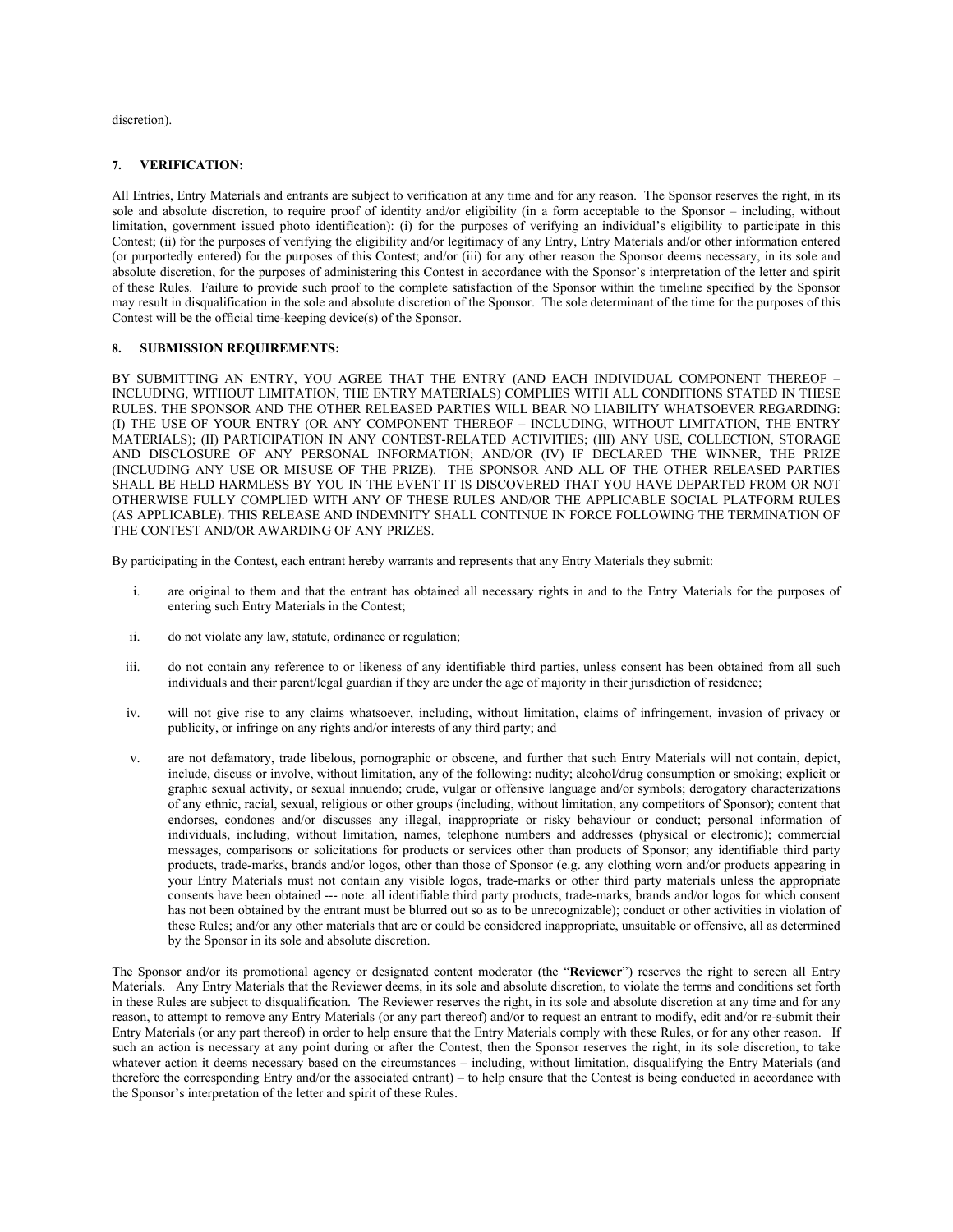discretion).

**7. VERIFICATION:**

All Entries, Entry Materials and entrants are subject to verification at any time and for any reason. The Sponsor reserves the right, in its sole and absolute discretion, to require proof of identity and/or eligibility (in a form acceptable to the Sponsor – including, without limitation, government issued photo identification): (i) for the purposes of verifying an individual's eligibility to participate in this Contest; (ii) for the purposes of verifying the eligibility and/or legitimacy of any Entry, Entry Materials and/or other information entered (or purportedly entered) for the purposes of this Contest; and/or (iii) for any other reason the Sponsor deems necessary, in its sole and absolute discretion, for the purposes of administering this Contest in accordance with the Sponsor's interpretation of the letter and spirit of these Rules. Failure to provide such proof to the complete satisfaction of the Sponsor within the timeline specified by the Sponsor may result in disqualification in the sole and absolute discretion of the Sponsor. The sole determinant of the time for the purposes of this Contest will be the official time-keeping device(s) of the Sponsor.

**8. SUBMISSION REQUIREMENTS:**

BY SUBMITTING AN ENTRY, YOU AGREE THAT THE ENTRY (AND EACH INDIVIDUAL COMPONENT THEREOF – INCLUDING, WITHOUT LIMITATION, THE ENTRY MATERIALS) COMPLIES WITH ALL CONDITIONS STATED IN THESE RULES. THE SPONSOR AND THE OTHER RELEASED PARTIES WILL BEAR NO LIABILITY WHATSOEVER REGARDING: (I) THE USE OF YOUR ENTRY (OR ANY COMPONENT THEREOF – INCLUDING, WITHOUT LIMITATION, THE ENTRY MATERIALS); (II) PARTICIPATION IN ANY CONTEST-RELATED ACTIVITIES; (III) ANY USE, COLLECTION, STORAGE AND DISCLOSURE OF ANY PERSONAL INFORMATION; AND/OR (IV) IF DECLARED THE WINNER, THE PRIZE (INCLUDING ANY USE OR MISUSE OF THE PRIZE). THE SPONSOR AND ALL OF THE OTHER RELEASED PARTIES SHALL BE HELD HARMLESS BY YOU IN THE EVENT IT IS DISCOVERED THAT YOU HAVE DEPARTED FROM OR NOT OTHERWISE FULLY COMPLIED WITH ANY OF THESE RULES AND/OR THE APPLICABLE SOCIAL PLATFORM RULES (AS APPLICABLE). THIS RELEASE AND INDEMNITY SHALL CONTINUE IN FORCE FOLLOWING THE TERMINATION OF THE CONTEST AND/OR AWARDING OF ANY PRIZES.

By participating in the Contest, each entrant hereby warrants and represents that any Entry Materials they submit:

i. are original to them and that the entrant has obtained all necessary rights in and to the Entry Materials for the purposes of entering such Entry Materials in the Contest;

ii. do not violate any law, statute, ordinance or regulation;

iii. do not contain any reference to or likeness of any identifiable third parties, unless consent has been obtained from all such individuals and their parent/legal guardian if they are under the age of majority in their jurisdiction of residence;

iv. will not give rise to any claims whatsoever, including, without limitation, claims of infringement, invasion of privacy or publicity, or infringe on any rights and/or interests of any third party; and

v. are not defamatory, trade libelous, pornographic or obscene, and further that such Entry Materials will not contain, depict, include, discuss or involve, without limitation, any of the following: nudity; alcohol/drug consumption or smoking; explicit or graphic sexual activity, or sexual innuendo; crude, vulgar or offensive language and/or symbols; derogatory characterizations of any ethnic, racial, sexual, religious or other groups (including, without limitation, any competitors of Sponsor); content that endorses, condones and/or discusses any illegal, inappropriate or risky behaviour or conduct; personal information of individuals, including, without limitation, names, telephone numbers and addresses (physical or electronic); commercial messages, comparisons or solicitations for products or services other than products of Sponsor; any identifiable third party products, trade-marks, brands and/or logos, other than those of Sponsor (e.g. any clothing worn and/or products appearing in your Entry Materials must not contain any visible logos, trade-marks or other third party materials unless the appropriate consents have been obtained --- note: all identifiable third party products, trade-marks, brands and/or logos for which consent has not been obtained by the entrant must be blurred out so as to be unrecognizable); conduct or other activities in violation of these Rules; and/or any other materials that are or could be considered inappropriate, unsuitable or offensive, all as determined by the Sponsor in its sole and absolute discretion.

The Sponsor and/or its promotional agency or designated content moderator (the "**Reviewer**") reserves the right to screen all Entry Materials. Any Entry Materials that the Reviewer deems, in its sole and absolute discretion, to violate the terms and conditions set forth in these Rules are subject to disqualification. The Reviewer reserves the right, in its sole and absolute discretion at any time and for any reason, to attempt to remove any Entry Materials (or any part thereof) and/or to request an entrant to modify, edit and/or re-submit their Entry Materials (or any part thereof) in order to help ensure that the Entry Materials comply with these Rules, or for any other reason. If such an action is necessary at any point during or after the Contest, then the Sponsor reserves the right, in its sole discretion, to take whatever action it deems necessary based on the circumstances – including, without limitation, disqualifying the Entry Materials (and therefore the corresponding Entry and/or the associated entrant) – to help ensure that the Contest is being conducted in accordance with the Sponsor's interpretation of the letter and spirit of these Rules.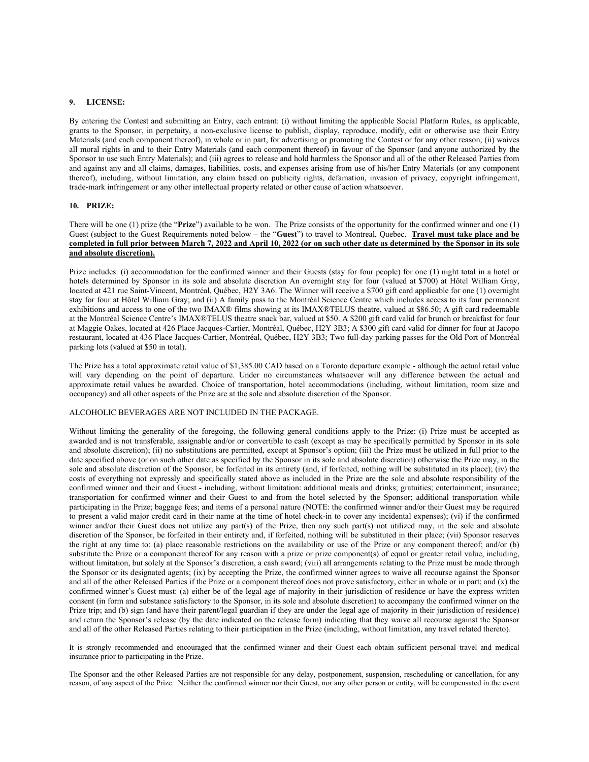**9. LICENSE:**

By entering the Contest and submitting an Entry, each entrant: (i) without limiting the applicable Social Platform Rules, as applicable, grants to the Sponsor, in perpetuity, a non-exclusive license to publish, display, reproduce, modify, edit or otherwise use their Entry Materials (and each component thereof), in whole or in part, for advertising or promoting the Contest or for any other reason; (ii) waives all moral rights in and to their Entry Materials (and each component thereof) in favour of the Sponsor (and anyone authorized by the Sponsor to use such Entry Materials); and (iii) agrees to release and hold harmless the Sponsor and all of the other Released Parties from and against any and all claims, damages, liabilities, costs, and expenses arising from use of his/her Entry Materials (or any component thereof), including, without limitation, any claim based on publicity rights, defamation, invasion of privacy, copyright infringement, trade-mark infringement or any other intellectual property related or other cause of action whatsoever.

**10. PRIZE:**

There will be one (1) prize (the "**Prize**") available to be won. The Prize consists of the opportunity for the confirmed winner and one (1) Guest (subject to the Guest Requirements noted below – the "**Guest**") to travel to Montreal, Quebec. **Travel must take place and be completed in full prior between March 7, 2022 and April 10, 2022 (or on such other date as determined by the Sponsor in its sole and absolute discretion).**

Prize includes: (i) accommodation for the confirmed winner and their Guests (stay for four people) for one (1) night total in a hotel or hotels determined by Sponsor in its sole and absolute discretion An overnight stay for four (valued at $700) at Hôtel William Gray, located at 421 rue Saint-Vincent, Montréal, Québec, H2Y 3A6. The Winner will receive a $700 gift card applicable for one (1) overnight stay for four at Hôtel William Gray; and (ii) A family pass to the Montréal Science Centre which includes access to its four permanent exhibitions and access to one of the two IMAX® films showing at its IMAX®TELUS theatre, valued at $86.50; A gift card redeemable at the Montréal Science Centre's IMAX®TELUS theatre snack bar, valued at $50. A $200 gift card valid for brunch or breakfast for four at Maggie Oakes, located at 426 Place Jacques-Cartier, Montréal, Québec, H2Y 3B3; A $300 gift card valid for dinner for four at Jacopo restaurant, located at 436 Place Jacques-Cartier, Montréal, Québec, H2Y 3B3; Two full-day parking passes for the Old Port of Montréal parking lots (valued at $50 in total).

The Prize has a total approximate retail value of $1,385.00 CAD based on a Toronto departure example - although the actual retail value will vary depending on the point of departure. Under no circumstances whatsoever will any difference between the actual and approximate retail values be awarded. Choice of transportation, hotel accommodations (including, without limitation, room size and occupancy) and all other aspects of the Prize are at the sole and absolute discretion of the Sponsor.

ALCOHOLIC BEVERAGES ARE NOT INCLUDED IN THE PACKAGE.

Without limiting the generality of the foregoing, the following general conditions apply to the Prize: (i) Prize must be accepted as awarded and is not transferable, assignable and/or or convertible to cash (except as may be specifically permitted by Sponsor in its sole and absolute discretion); (ii) no substitutions are permitted, except at Sponsor's option; (iii) the Prize must be utilized in full prior to the date specified above (or on such other date as specified by the Sponsor in its sole and absolute discretion) otherwise the Prize may, in the sole and absolute discretion of the Sponsor, be forfeited in its entirety (and, if forfeited, nothing will be substituted in its place); (iv) the costs of everything not expressly and specifically stated above as included in the Prize are the sole and absolute responsibility of the confirmed winner and their and Guest - including, without limitation: additional meals and drinks; gratuities; entertainment; insurance; transportation for confirmed winner and their Guest to and from the hotel selected by the Sponsor; additional transportation while participating in the Prize; baggage fees; and items of a personal nature (NOTE: the confirmed winner and/or their Guest may be required to present a valid major credit card in their name at the time of hotel check-in to cover any incidental expenses); (vi) if the confirmed winner and/or their Guest does not utilize any part(s) of the Prize, then any such part(s) not utilized may, in the sole and absolute discretion of the Sponsor, be forfeited in their entirety and, if forfeited, nothing will be substituted in their place; (vii) Sponsor reserves the right at any time to: (a) place reasonable restrictions on the availability or use of the Prize or any component thereof; and/or (b) substitute the Prize or a component thereof for any reason with a prize or prize component(s) of equal or greater retail value, including, without limitation, but solely at the Sponsor's discretion, a cash award; (viii) all arrangements relating to the Prize must be made through the Sponsor or its designated agents; (ix) by accepting the Prize, the confirmed winner agrees to waive all recourse against the Sponsor and all of the other Released Parties if the Prize or a component thereof does not prove satisfactory, either in whole or in part; and (x) the confirmed winner's Guest must: (a) either be of the legal age of majority in their jurisdiction of residence or have the express written consent (in form and substance satisfactory to the Sponsor, in its sole and absolute discretion) to accompany the confirmed winner on the Prize trip; and (b) sign (and have their parent/legal guardian if they are under the legal age of majority in their jurisdiction of residence) and return the Sponsor's release (by the date indicated on the release form) indicating that they waive all recourse against the Sponsor and all of the other Released Parties relating to their participation in the Prize (including, without limitation, any travel related thereto).

It is strongly recommended and encouraged that the confirmed winner and their Guest each obtain sufficient personal travel and medical insurance prior to participating in the Prize.

The Sponsor and the other Released Parties are not responsible for any delay, postponement, suspension, rescheduling or cancellation, for any reason, of any aspect of the Prize. Neither the confirmed winner nor their Guest, nor any other person or entity, will be compensated in the event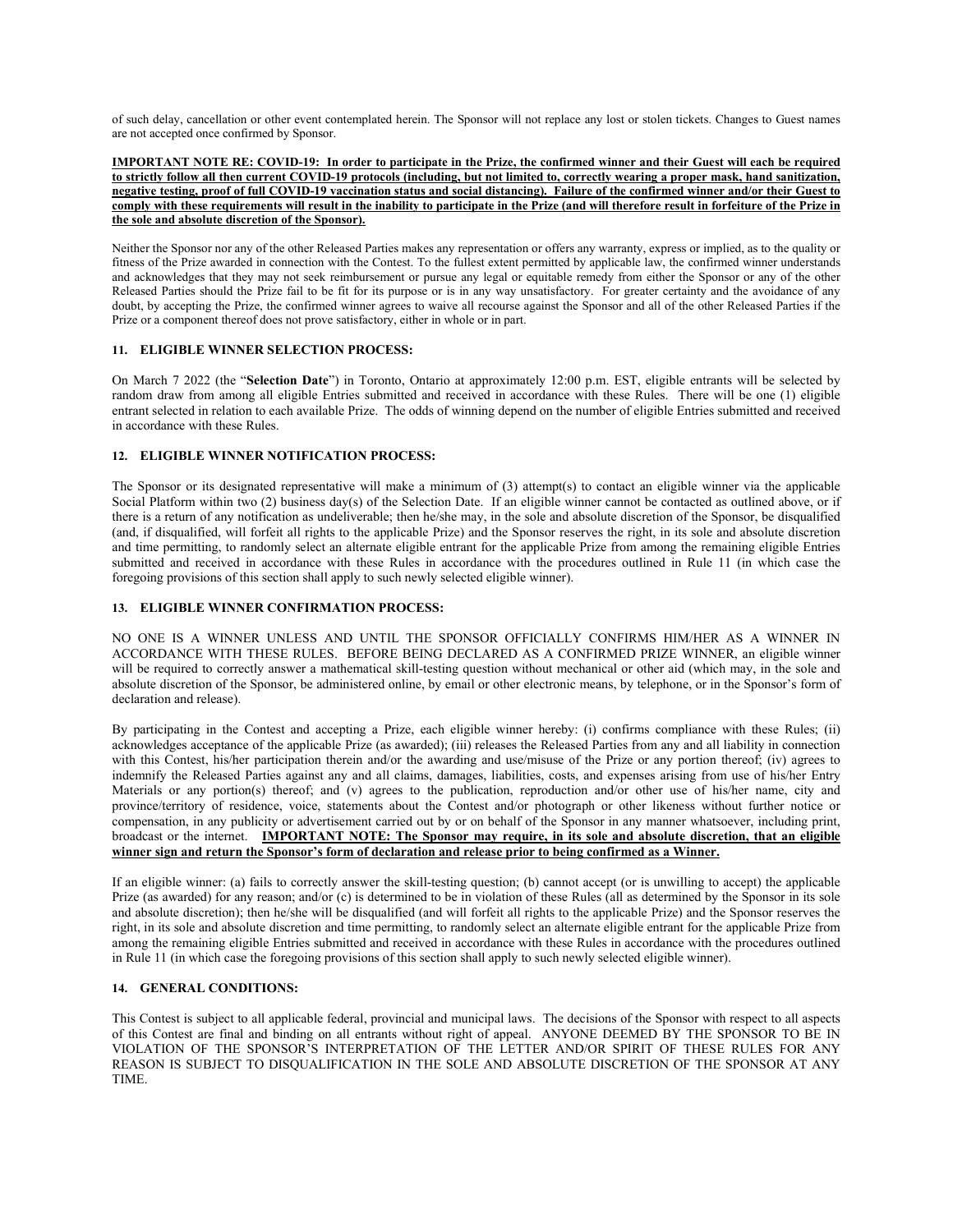of such delay, cancellation or other event contemplated herein. The Sponsor will not replace any lost or stolen tickets. Changes to Guest names are not accepted once confirmed by Sponsor.

**IMPORTANT NOTE RE: COVID-19: In order to participate in the Prize, the confirmed winner and their Guest will each be required to strictly follow all then current COVID-19 protocols (including, but not limited to, correctly wearing a proper mask, hand sanitization, negative testing, proof of full COVID-19 vaccination status and social distancing). Failure of the confirmed winner and/or their Guest to comply with these requirements will result in the inability to participate in the Prize (and will therefore result in forfeiture of the Prize in the sole and absolute discretion of the Sponsor).**

Neither the Sponsor nor any of the other Released Parties makes any representation or offers any warranty, express or implied, as to the quality or fitness of the Prize awarded in connection with the Contest. To the fullest extent permitted by applicable law, the confirmed winner understands and acknowledges that they may not seek reimbursement or pursue any legal or equitable remedy from either the Sponsor or any of the other Released Parties should the Prize fail to be fit for its purpose or is in any way unsatisfactory. For greater certainty and the avoidance of any doubt, by accepting the Prize, the confirmed winner agrees to waive all recourse against the Sponsor and all of the other Released Parties if the Prize or a component thereof does not prove satisfactory, either in whole or in part.

### 11. ELIGIBLE WINNER SELECTION PROCESS:

On March 7 2022 (the "**Selection Date**") in Toronto, Ontario at approximately 12:00 p.m. EST, eligible entrants will be selected by random draw from among all eligible Entries submitted and received in accordance with these Rules. There will be one (1) eligible entrant selected in relation to each available Prize. The odds of winning depend on the number of eligible Entries submitted and received in accordance with these Rules.

### 12. ELIGIBLE WINNER NOTIFICATION PROCESS:

The Sponsor or its designated representative will make a minimum of (3) attempt(s) to contact an eligible winner via the applicable Social Platform within two (2) business day(s) of the Selection Date. If an eligible winner cannot be contacted as outlined above, or if there is a return of any notification as undeliverable; then he/she may, in the sole and absolute discretion of the Sponsor, be disqualified (and, if disqualified, will forfeit all rights to the applicable Prize) and the Sponsor reserves the right, in its sole and absolute discretion and time permitting, to randomly select an alternate eligible entrant for the applicable Prize from among the remaining eligible Entries submitted and received in accordance with these Rules in accordance with the procedures outlined in Rule 11 (in which case the foregoing provisions of this section shall apply to such newly selected eligible winner).

### 13. ELIGIBLE WINNER CONFIRMATION PROCESS:

NO ONE IS A WINNER UNLESS AND UNTIL THE SPONSOR OFFICIALLY CONFIRMS HIM/HER AS A WINNER IN ACCORDANCE WITH THESE RULES. BEFORE BEING DECLARED AS A CONFIRMED PRIZE WINNER, an eligible winner will be required to correctly answer a mathematical skill-testing question without mechanical or other aid (which may, in the sole and absolute discretion of the Sponsor, be administered online, by email or other electronic means, by telephone, or in the Sponsor's form of declaration and release).

By participating in the Contest and accepting a Prize, each eligible winner hereby: (i) confirms compliance with these Rules; (ii) acknowledges acceptance of the applicable Prize (as awarded); (iii) releases the Released Parties from any and all liability in connection with this Contest, his/her participation therein and/or the awarding and use/misuse of the Prize or any portion thereof; (iv) agrees to indemnify the Released Parties against any and all claims, damages, liabilities, costs, and expenses arising from use of his/her Entry Materials or any portion(s) thereof; and (v) agrees to the publication, reproduction and/or other use of his/her name, city and province/territory of residence, voice, statements about the Contest and/or photograph or other likeness without further notice or compensation, in any publicity or advertisement carried out by or on behalf of the Sponsor in any manner whatsoever, including print, broadcast or the internet. **IMPORTANT NOTE: The Sponsor may require, in its sole and absolute discretion, that an eligible winner sign and return the Sponsor's form of declaration and release prior to being confirmed as a Winner.**

If an eligible winner: (a) fails to correctly answer the skill-testing question; (b) cannot accept (or is unwilling to accept) the applicable Prize (as awarded) for any reason; and/or (c) is determined to be in violation of these Rules (all as determined by the Sponsor in its sole and absolute discretion); then he/she will be disqualified (and will forfeit all rights to the applicable Prize) and the Sponsor reserves the right, in its sole and absolute discretion and time permitting, to randomly select an alternate eligible entrant for the applicable Prize from among the remaining eligible Entries submitted and received in accordance with these Rules in accordance with the procedures outlined in Rule 11 (in which case the foregoing provisions of this section shall apply to such newly selected eligible winner).

### 14. GENERAL CONDITIONS:

This Contest is subject to all applicable federal, provincial and municipal laws. The decisions of the Sponsor with respect to all aspects of this Contest are final and binding on all entrants without right of appeal. ANYONE DEEMED BY THE SPONSOR TO BE IN VIOLATION OF THE SPONSOR'S INTERPRETATION OF THE LETTER AND/OR SPIRIT OF THESE RULES FOR ANY REASON IS SUBJECT TO DISQUALIFICATION IN THE SOLE AND ABSOLUTE DISCRETION OF THE SPONSOR AT ANY TIME.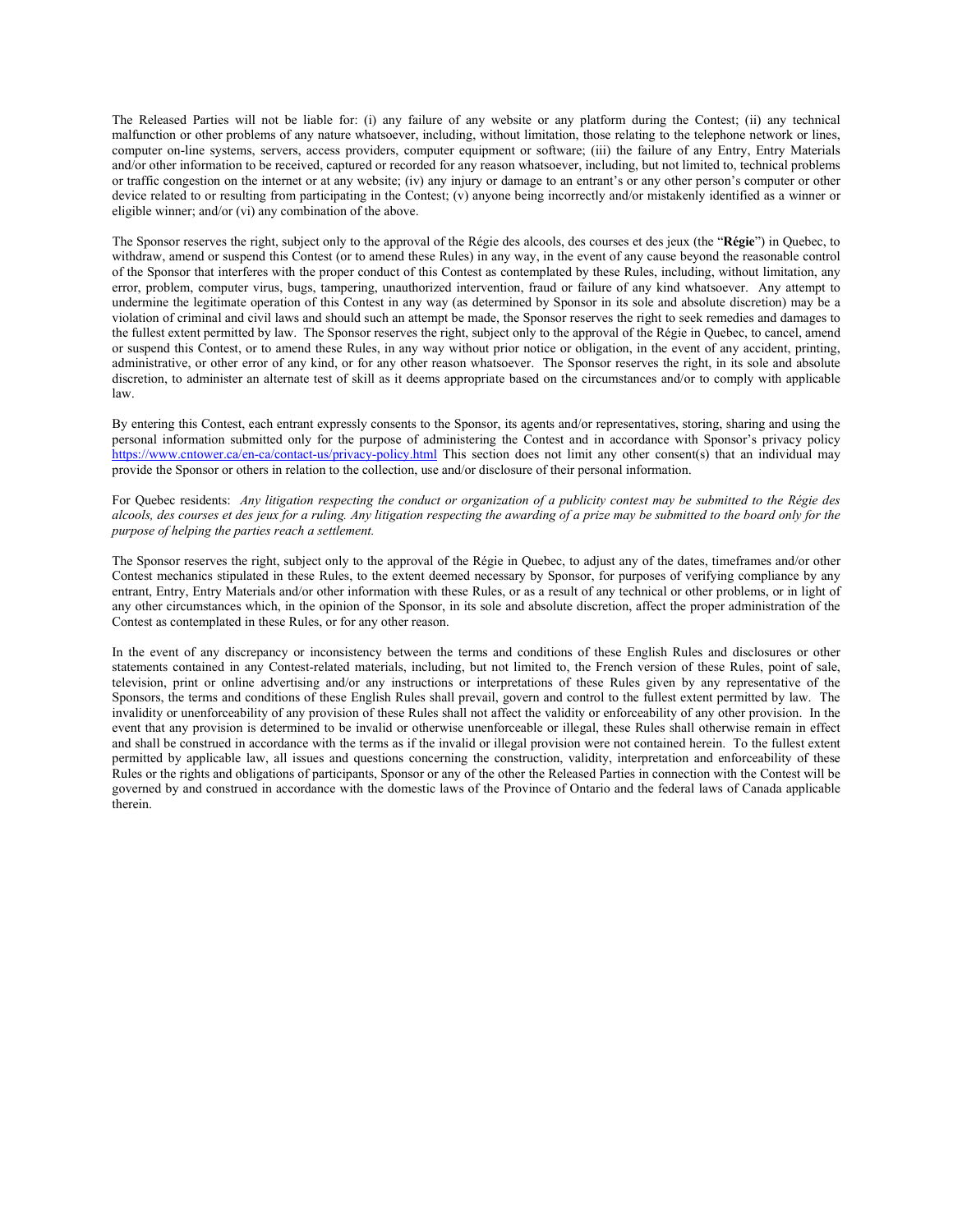The Released Parties will not be liable for: (i) any failure of any website or any platform during the Contest; (ii) any technical malfunction or other problems of any nature whatsoever, including, without limitation, those relating to the telephone network or lines, computer on-line systems, servers, access providers, computer equipment or software; (iii) the failure of any Entry, Entry Materials and/or other information to be received, captured or recorded for any reason whatsoever, including, but not limited to, technical problems or traffic congestion on the internet or at any website; (iv) any injury or damage to an entrant's or any other person's computer or other device related to or resulting from participating in the Contest; (v) anyone being incorrectly and/or mistakenly identified as a winner or eligible winner; and/or (vi) any combination of the above.

The Sponsor reserves the right, subject only to the approval of the Régie des alcools, des courses et des jeux (the "**Régie**") in Quebec, to withdraw, amend or suspend this Contest (or to amend these Rules) in any way, in the event of any cause beyond the reasonable control of the Sponsor that interferes with the proper conduct of this Contest as contemplated by these Rules, including, without limitation, any error, problem, computer virus, bugs, tampering, unauthorized intervention, fraud or failure of any kind whatsoever. Any attempt to undermine the legitimate operation of this Contest in any way (as determined by Sponsor in its sole and absolute discretion) may be a violation of criminal and civil laws and should such an attempt be made, the Sponsor reserves the right to seek remedies and damages to the fullest extent permitted by law. The Sponsor reserves the right, subject only to the approval of the Régie in Quebec, to cancel, amend or suspend this Contest, or to amend these Rules, in any way without prior notice or obligation, in the event of any accident, printing, administrative, or other error of any kind, or for any other reason whatsoever. The Sponsor reserves the right, in its sole and absolute discretion, to administer an alternate test of skill as it deems appropriate based on the circumstances and/or to comply with applicable law.

By entering this Contest, each entrant expressly consents to the Sponsor, its agents and/or representatives, storing, sharing and using the personal information submitted only for the purpose of administering the Contest and in accordance with Sponsor's privacy policy https://www.cntower.ca/en-ca/contact-us/privacy-policy.html This section does not limit any other consent(s) that an individual may provide the Sponsor or others in relation to the collection, use and/or disclosure of their personal information.

For Quebec residents: *Any litigation respecting the conduct or organization of a publicity contest may be submitted to the Régie des alcools, des courses et des jeux for a ruling. Any litigation respecting the awarding of a prize may be submitted to the board only for the purpose of helping the parties reach a settlement.*

The Sponsor reserves the right, subject only to the approval of the Régie in Quebec, to adjust any of the dates, timeframes and/or other Contest mechanics stipulated in these Rules, to the extent deemed necessary by Sponsor, for purposes of verifying compliance by any entrant, Entry, Entry Materials and/or other information with these Rules, or as a result of any technical or other problems, or in light of any other circumstances which, in the opinion of the Sponsor, in its sole and absolute discretion, affect the proper administration of the Contest as contemplated in these Rules, or for any other reason.

In the event of any discrepancy or inconsistency between the terms and conditions of these English Rules and disclosures or other statements contained in any Contest-related materials, including, but not limited to, the French version of these Rules, point of sale, television, print or online advertising and/or any instructions or interpretations of these Rules given by any representative of the Sponsors, the terms and conditions of these English Rules shall prevail, govern and control to the fullest extent permitted by law. The invalidity or unenforceability of any provision of these Rules shall not affect the validity or enforceability of any other provision. In the event that any provision is determined to be invalid or otherwise unenforceable or illegal, these Rules shall otherwise remain in effect and shall be construed in accordance with the terms as if the invalid or illegal provision were not contained herein. To the fullest extent permitted by applicable law, all issues and questions concerning the construction, validity, interpretation and enforceability of these Rules or the rights and obligations of participants, Sponsor or any of the other the Released Parties in connection with the Contest will be governed by and construed in accordance with the domestic laws of the Province of Ontario and the federal laws of Canada applicable therein.